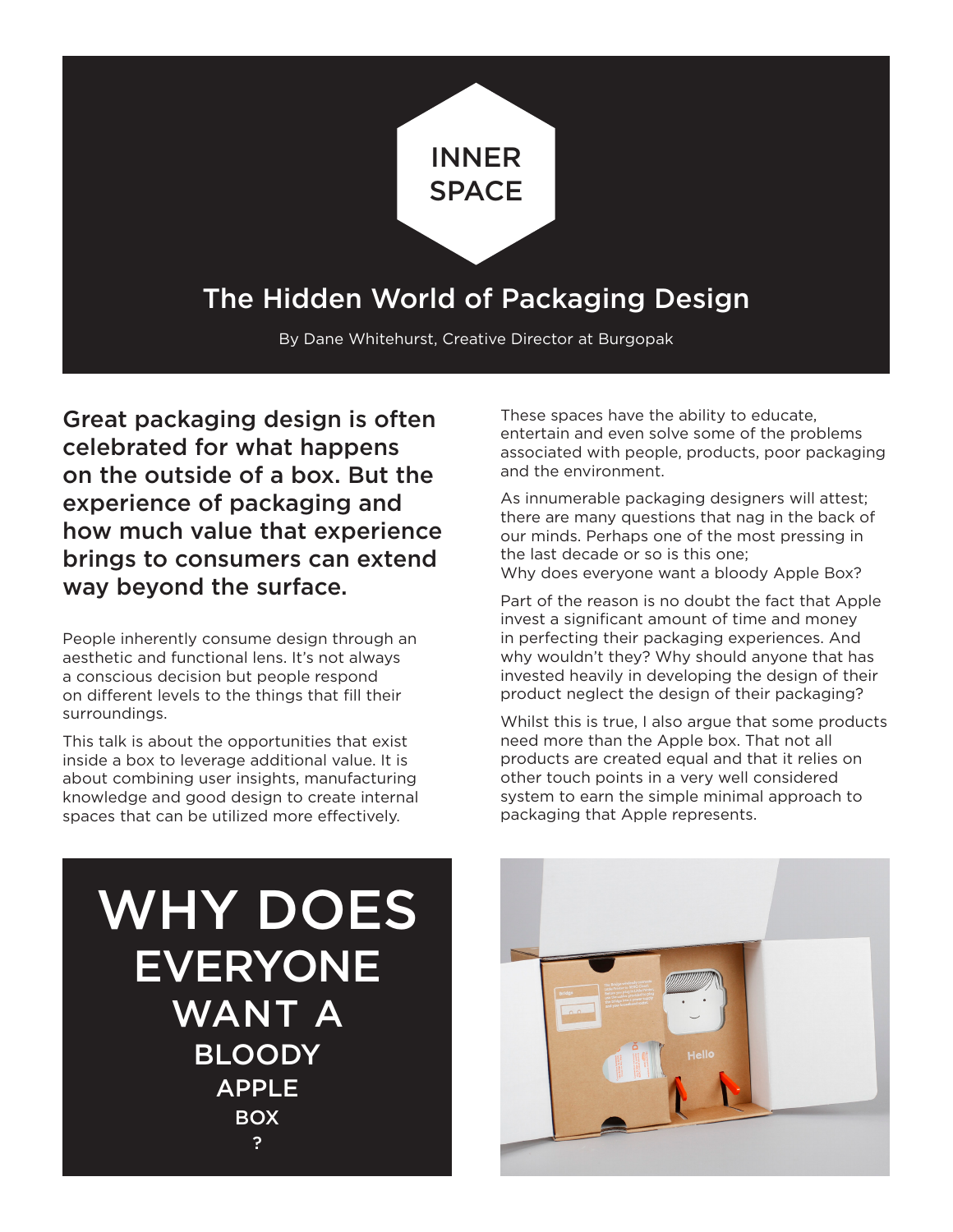# INNER SPACE

## The Hidden World of Packaging Design

By Dane Whitehurst, Creative Director at Burgopak

**Great packaging design is often celebrated for what happens on the outside of a box. But the experience of packaging and how much value that experience brings to consumers can extend way beyond the surface.**

People inherently consume design through an aesthetic and functional lens. It's not always a conscious decision but people respond on different levels to the things that fill their surroundings.

This talk is about the opportunities that exist inside a box to leverage additional value. It is about combining user insights, manufacturing knowledge and good design to create internal spaces that can be utilized more effectively.

These spaces have the ability to educate, entertain and even solve some of the problems associated with people, products, poor packaging and the environment.

As innumerable packaging designers will attest; there are many questions that nag in the back of our minds. Perhaps one of the most pressing in the last decade or so is this one;
Why does everyone want a bloody Apple Box?

Part of the reason is no doubt the fact that Apple invest a significant amount of time and money in perfecting their packaging experiences. And why wouldn't they? Why should anyone that has invested heavily in developing the design of their product neglect the design of their packaging?

Whilst this is true, I also argue that some products need more than the Apple box. That not all products are created equal and that it relies on other touch points in a very well considered system to earn the simple minimal approach to packaging that Apple represents.

## WHY DOES EVERYONE WANT A BLOODY APPLE BOX ?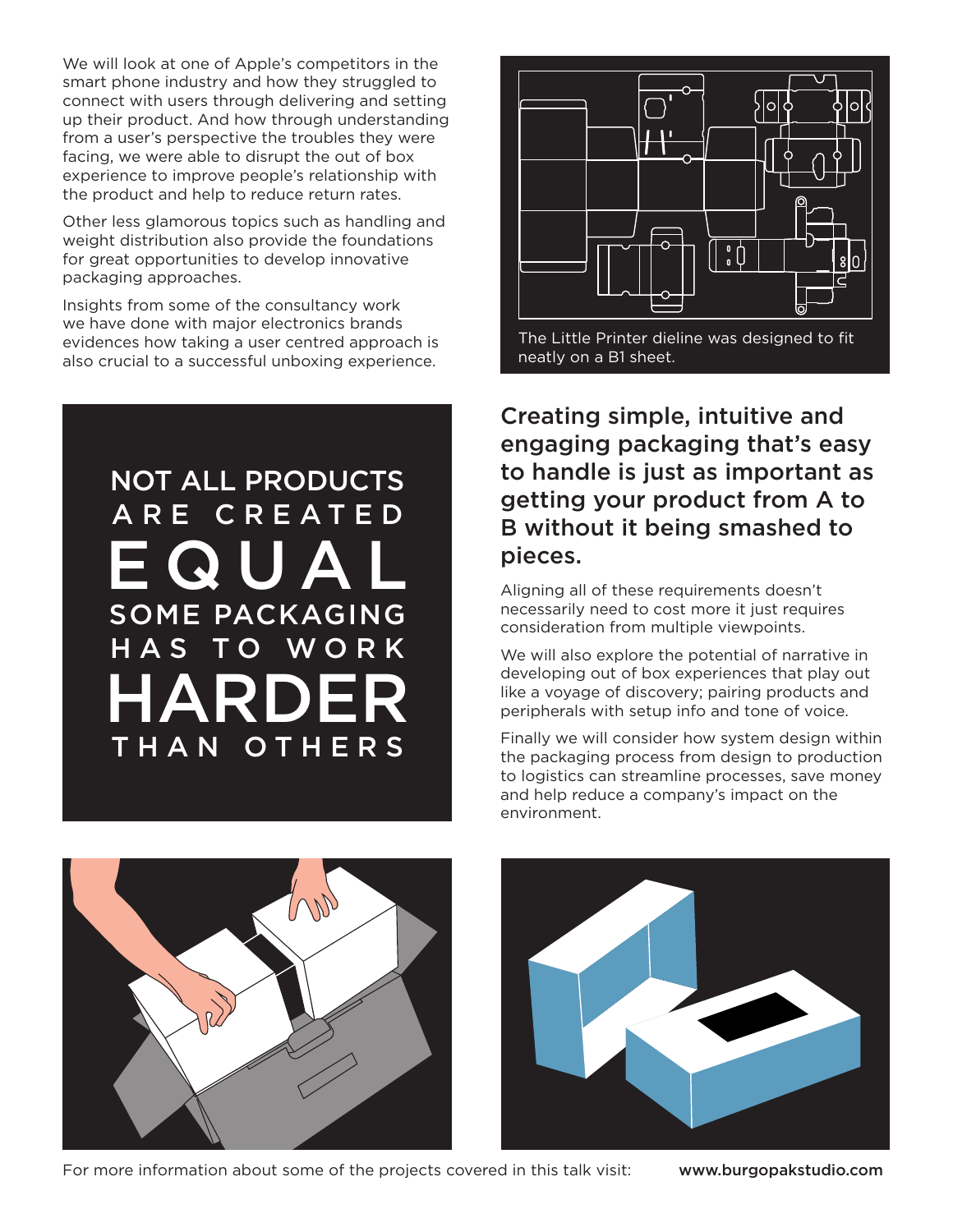We will look at one of Apple's competitors in the smart phone industry and how they struggled to connect with users through delivering and setting up their product. And how through understanding from a user's perspective the troubles they were facing, we were able to disrupt the out of box experience to improve people's relationship with the product and help to reduce return rates.

Other less glamorous topics such as handling and weight distribution also provide the foundations for great opportunities to develop innovative packaging approaches.

Insights from some of the consultancy work we have done with major electronics brands evidences how taking a user centred approach is also crucial to a successful unboxing experience.

The Little Printer dieline was designed to fit neatly on a B1 sheet.

## NOT ALL PRODUCTS ARE CREATED EQUAL SOME PACKAGING HAS TO WORK HARDER THAN OTHERS

### Creating simple, intuitive and engaging packaging that's easy to handle is just as important as getting your product from A to B without it being smashed to pieces.

Aligning all of these requirements doesn't necessarily need to cost more it just requires consideration from multiple viewpoints.

We will also explore the potential of narrative in developing out of box experiences that play out like a voyage of discovery; pairing products and peripherals with setup info and tone of voice.

Finally we will consider how system design within the packaging process from design to production to logistics can streamline processes, save money and help reduce a company's impact on the environment.

For more information about some of the projects covered in this talk visit: **www.burgopakstudio.com**